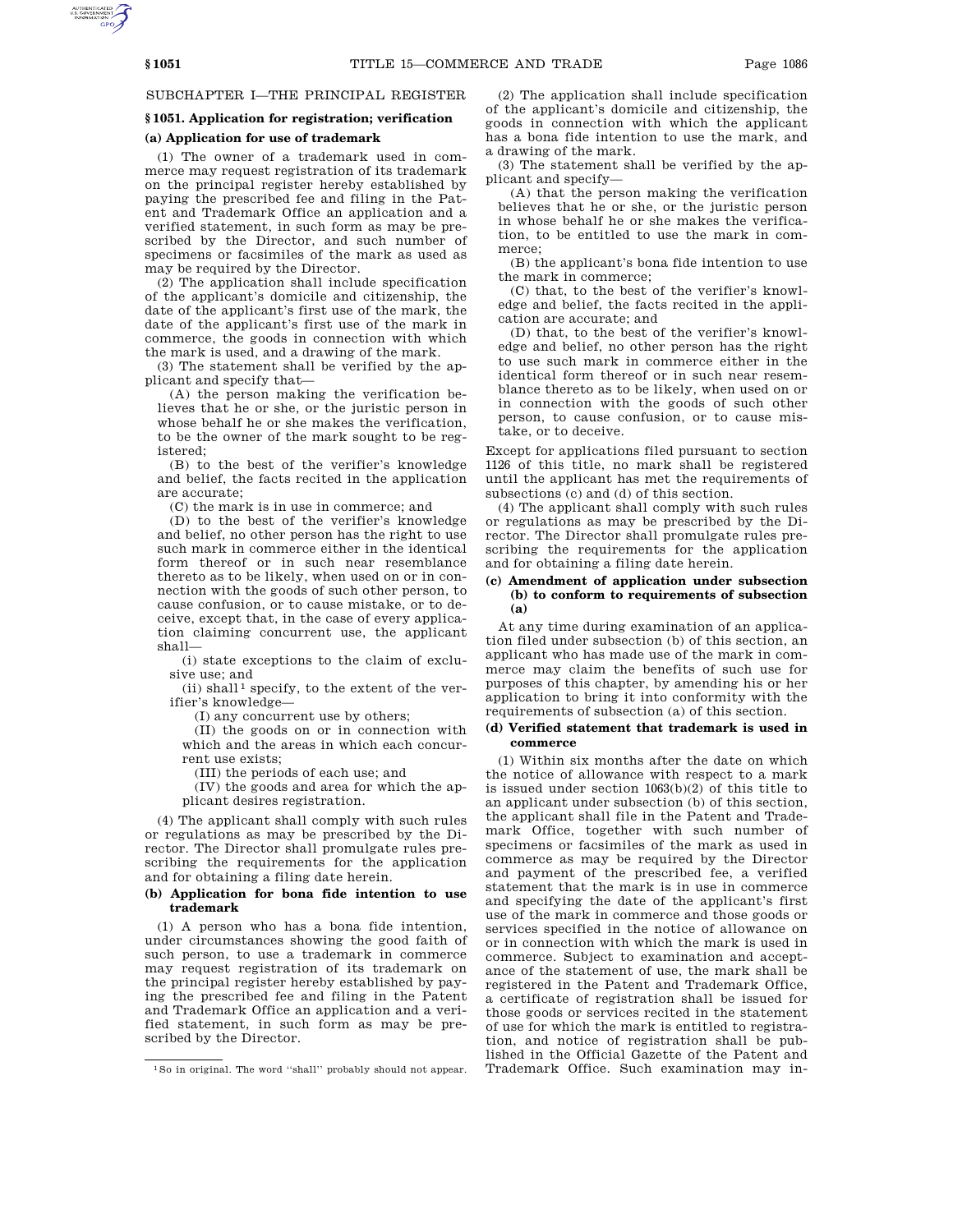## SUBCHAPTER I—THE PRINCIPAL REGISTER

### § 1051. Application for registration; verification

#### (a) Application for use of trademark

(1) The owner of a trademark used in commerce may request registration of its trademark on the principal register hereby established by paying the prescribed fee and filing in the Patent and Trademark Office an application and a verified statement, in such form as may be prescribed by the Director, and such number of specimens or facsimiles of the mark as used as may be required by the Director.

(2) The application shall include specification of the applicant's domicile and citizenship, the date of the applicant's first use of the mark, the date of the applicant's first use of the mark in commerce, the goods in connection with which the mark is used, and a drawing of the mark.

(3) The statement shall be verified by the applicant and specify that—

(A) the person making the verification believes that he or she, or the juristic person in whose behalf he or she makes the verification, to be the owner of the mark sought to be registered;

(B) to the best of the verifier's knowledge and belief, the facts recited in the application are accurate;

(C) the mark is in use in commerce; and

(D) to the best of the verifier's knowledge and belief, no other person has the right to use such mark in commerce either in the identical form thereof or in such near resemblance thereto as to be likely, when used on or in connection with the goods of such other person, to cause confusion, or to cause mistake, or to deceive, except that, in the case of every application claiming concurrent use, the applicant shall—

(i) state exceptions to the claim of exclusive use; and

(ii) shall[1] specify, to the extent of the verifier's knowledge—

(I) any concurrent use by others;

(II) the goods on or in connection with which and the areas in which each concurrent use exists;

(III) the periods of each use; and

(IV) the goods and area for which the applicant desires registration.

(4) The applicant shall comply with such rules or regulations as may be prescribed by the Director. The Director shall promulgate rules prescribing the requirements for the application and for obtaining a filing date herein.

#### (b) Application for bona fide intention to use trademark

(1) A person who has a bona fide intention, under circumstances showing the good faith of such person, to use a trademark in commerce may request registration of its trademark on the principal register hereby established by paying the prescribed fee and filing in the Patent and Trademark Office an application and a verified statement, in such form as may be prescribed by the Director.

(2) The application shall include specification of the applicant's domicile and citizenship, the goods in connection with which the applicant has a bona fide intention to use the mark, and a drawing of the mark.

(3) The statement shall be verified by the applicant and specify—

(A) that the person making the verification believes that he or she, or the juristic person in whose behalf he or she makes the verification, to be entitled to use the mark in commerce;

(B) the applicant's bona fide intention to use the mark in commerce;

(C) that, to the best of the verifier's knowledge and belief, the facts recited in the application are accurate; and

(D) that, to the best of the verifier's knowledge and belief, no other person has the right to use such mark in commerce either in the identical form thereof or in such near resemblance thereto as to be likely, when used on or in connection with the goods of such other person, to cause confusion, or to cause mistake, or to deceive.

Except for applications filed pursuant to section 1126 of this title, no mark shall be registered until the applicant has met the requirements of subsections (c) and (d) of this section.

(4) The applicant shall comply with such rules or regulations as may be prescribed by the Director. The Director shall promulgate rules prescribing the requirements for the application and for obtaining a filing date herein.

#### (c) Amendment of application under subsection (b) to conform to requirements of subsection (a)

At any time during examination of an application filed under subsection (b) of this section, an applicant who has made use of the mark in commerce may claim the benefits of such use for purposes of this chapter, by amending his or her application to bring it into conformity with the requirements of subsection (a) of this section.

#### (d) Verified statement that trademark is used in commerce

(1) Within six months after the date on which the notice of allowance with respect to a mark is issued under section 1063(b)(2) of this title to an applicant under subsection (b) of this section, the applicant shall file in the Patent and Trademark Office, together with such number of specimens or facsimiles of the mark as used in commerce as may be required by the Director and payment of the prescribed fee, a verified statement that the mark is in use in commerce and specifying the date of the applicant's first use of the mark in commerce and those goods or services specified in the notice of allowance on or in connection with which the mark is used in commerce. Subject to examination and acceptance of the statement of use, the mark shall be registered in the Patent and Trademark Office, a certificate of registration shall be issued for those goods or services recited in the statement of use for which the mark is entitled to registration, and notice of registration shall be published in the Official Gazette of the Patent and Trademark Office. Such examination may in-

[1] So in original. The word "shall" probably should not appear.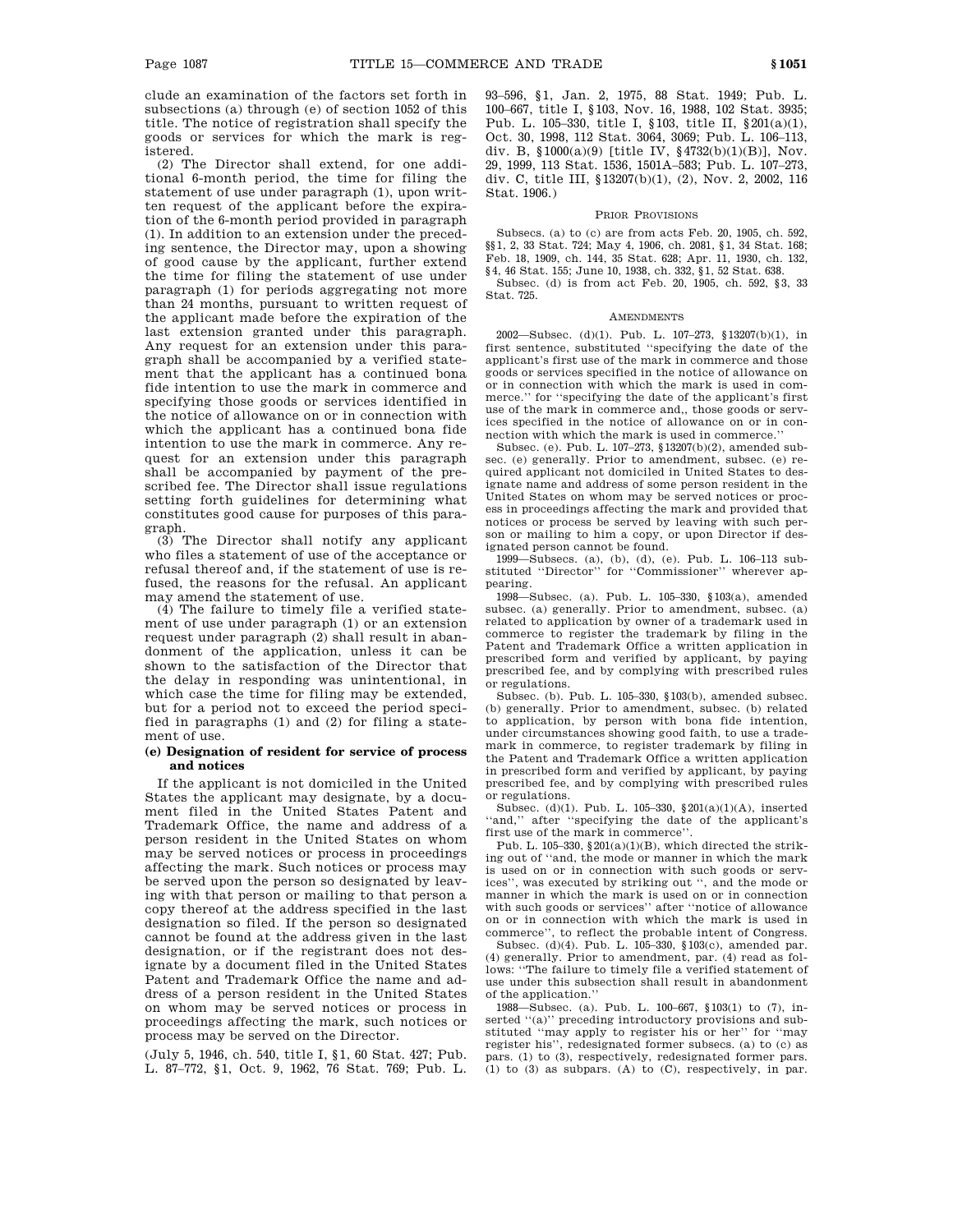clude an examination of the factors set forth in subsections (a) through (e) of section 1052 of this title. The notice of registration shall specify the goods or services for which the mark is registered.

(2) The Director shall extend, for one additional 6-month period, the time for filing the statement of use under paragraph (1), upon written request of the applicant before the expiration of the 6-month period provided in paragraph (1). In addition to an extension under the preceding sentence, the Director may, upon a showing of good cause by the applicant, further extend the time for filing the statement of use under paragraph (1) for periods aggregating not more than 24 months, pursuant to written request of the applicant made before the expiration of the last extension granted under this paragraph. Any request for an extension under this paragraph shall be accompanied by a verified statement that the applicant has a continued bona fide intention to use the mark in commerce and specifying those goods or services identified in the notice of allowance on or in connection with which the applicant has a continued bona fide intention to use the mark in commerce. Any request for an extension under this paragraph shall be accompanied by payment of the prescribed fee. The Director shall issue regulations setting forth guidelines for determining what constitutes good cause for purposes of this paragraph.

(3) The Director shall notify any applicant who files a statement of use of the acceptance or refusal thereof and, if the statement of use is refused, the reasons for the refusal. An applicant may amend the statement of use.

(4) The failure to timely file a verified statement of use under paragraph (1) or an extension request under paragraph (2) shall result in abandonment of the application, unless it can be shown to the satisfaction of the Director that the delay in responding was unintentional, in which case the time for filing may be extended, but for a period not to exceed the period specified in paragraphs (1) and (2) for filing a statement of use.

#### (e) Designation of resident for service of process and notices

If the applicant is not domiciled in the United States the applicant may designate, by a document filed in the United States Patent and Trademark Office, the name and address of a person resident in the United States on whom may be served notices or process in proceedings affecting the mark. Such notices or process may be served upon the person so designated by leaving with that person or mailing to that person a copy thereof at the address specified in the last designation so filed. If the person so designated cannot be found at the address given in the last designation, or if the registrant does not designate by a document filed in the United States Patent and Trademark Office the name and address of a person resident in the United States on whom may be served notices or process in proceedings affecting the mark, such notices or process may be served on the Director.

(July 5, 1946, ch. 540, title I, §1, 60 Stat. 427; Pub. L. 87–772, §1, Oct. 9, 1962, 76 Stat. 769; Pub. L. 93–596, §1, Jan. 2, 1975, 88 Stat. 1949; Pub. L. 100–667, title I, §103, Nov. 16, 1988, 102 Stat. 3935; Pub. L. 105–330, title I, §103, title II, §201(a)(1), Oct. 30, 1998, 112 Stat. 3064, 3069; Pub. L. 106–113, div. B, §1000(a)(9) [title IV, §4732(b)(1)(B)], Nov. 29, 1999, 113 Stat. 1536, 1501A–583; Pub. L. 107–273, div. C, title III, §13207(b)(1), (2), Nov. 2, 2002, 116 Stat. 1906.)

##### Prior Provisions

Subsecs. (a) to (c) are from acts Feb. 20, 1905, ch. 592, §§1, 2, 33 Stat. 724; May 4, 1906, ch. 2081, §1, 34 Stat. 168; Feb. 18, 1909, ch. 144, 35 Stat. 628; Apr. 11, 1930, ch. 132, §4, 46 Stat. 155; June 10, 1938, ch. 332, §1, 52 Stat. 638.

Subsec. (d) is from act Feb. 20, 1905, ch. 592, §3, 33 Stat. 725.

##### Amendments

2002—Subsec. (d)(1). Pub. L. 107–273, §13207(b)(1), in first sentence, substituted "specifying the date of the applicant's first use of the mark in commerce and those goods or services specified in the notice of allowance on or in connection with which the mark is used in commerce." for "specifying the date of the applicant's first use of the mark in commerce and,, those goods or services specified in the notice of allowance on or in connection with which the mark is used in commerce."

Subsec. (e). Pub. L. 107–273, §13207(b)(2), amended subsec. (e) generally. Prior to amendment, subsec. (e) required applicant not domiciled in United States to designate name and address of some person resident in the United States on whom may be served notices or process in proceedings affecting the mark and provided that notices or process be served by leaving with such person or mailing to him a copy, or upon Director if designated person cannot be found.

1999—Subsecs. (a), (b), (d), (e). Pub. L. 106–113 substituted "Director" for "Commissioner" wherever appearing.

1998—Subsec. (a). Pub. L. 105–330, §103(a), amended subsec. (a) generally. Prior to amendment, subsec. (a) related to application by owner of a trademark used in commerce to register the trademark by filing in the Patent and Trademark Office a written application in prescribed form and verified by applicant, by paying prescribed fee, and by complying with prescribed rules or regulations.

Subsec. (b). Pub. L. 105–330, §103(b), amended subsec. (b) generally. Prior to amendment, subsec. (b) related to application, by person with bona fide intention, under circumstances showing good faith, to use a trademark in commerce, to register trademark by filing in the Patent and Trademark Office a written application in prescribed form and verified by applicant, by paying prescribed fee, and by complying with prescribed rules or regulations.

Subsec. (d)(1). Pub. L. 105–330, §201(a)(1)(A), inserted "and," after "specifying the date of the applicant's first use of the mark in commerce".

Pub. L. 105–330, §201(a)(1)(B), which directed the striking out of "and, the mode or manner in which the mark is used on or in connection with such goods or services", was executed by striking out ", and the mode or manner in which the mark is used on or in connection with such goods or services" after "notice of allowance on or in connection with which the mark is used in commerce", to reflect the probable intent of Congress.

Subsec. (d)(4). Pub. L. 105–330, §103(c), amended par. (4) generally. Prior to amendment, par. (4) read as follows: "The failure to timely file a verified statement of use under this subsection shall result in abandonment of the application."

1988—Subsec. (a). Pub. L. 100–667, §103(1) to (7), inserted "(a)" preceding introductory provisions and substituted "may apply to register his or her" for "may register his", redesignated former subsecs. (a) to (c) as pars. (1) to (3), respectively, redesignated former pars. (1) to (3) as subpars. (A) to (C), respectively, in par.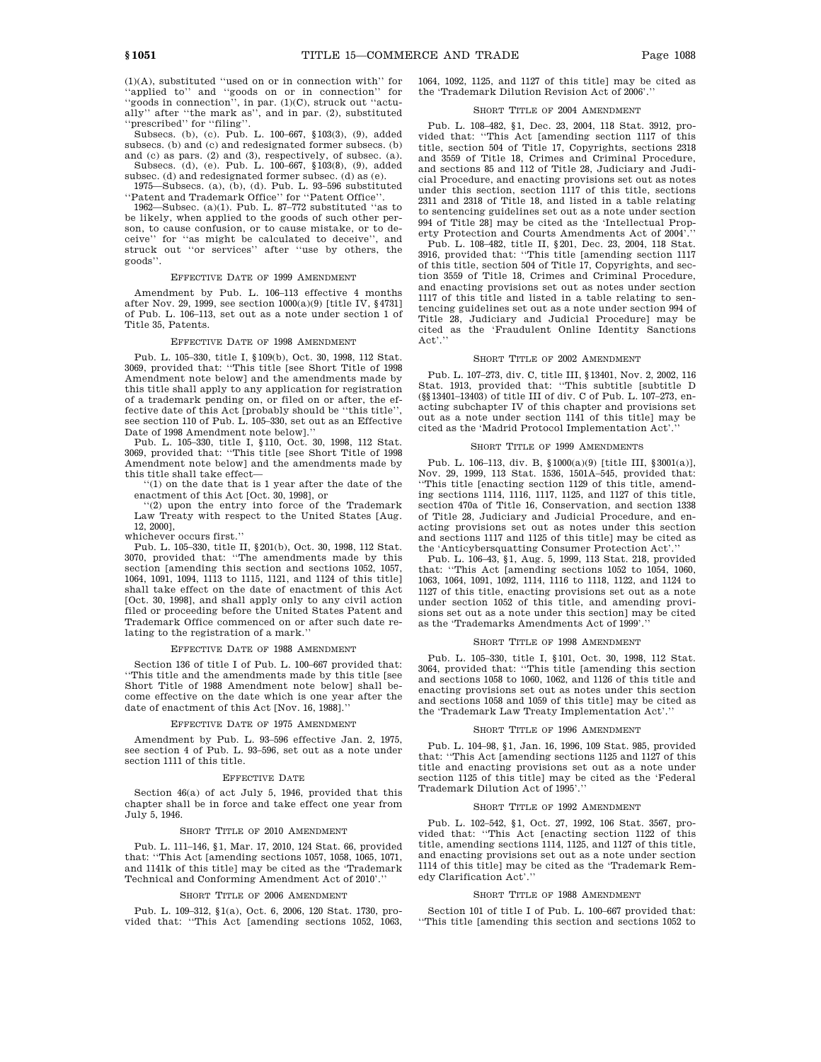(1)(A), substituted ''used on or in connection with'' for ''applied to'' and ''goods on or in connection'' for ''goods in connection'', in par. (1)(C), struck out ''actually'' after ''the mark as'', and in par. (2), substituted ''prescribed'' for ''filing''.

Subsecs. (b), (c). Pub. L. 100–667, §103(3), (9), added subsecs. (b) and (c) and redesignated former subsecs. (b) and (c) as pars. (2) and (3), respectively, of subsec. (a).

Subsecs. (d), (e). Pub. L. 100–667, §103(8), (9), added subsec. (d) and redesignated former subsec. (d) as (e).

1975—Subsecs. (a), (b), (d). Pub. L. 93–596 substituted ''Patent and Trademark Office'' for ''Patent Office''.

1962—Subsec. (a)(1). Pub. L. 87–772 substituted ''as to be likely, when applied to the goods of such other person, to cause confusion, or to cause mistake, or to deceive'' for ''as might be calculated to deceive'', and struck out ''or services'' after ''use by others, the goods''.

### Effective Date of 1999 Amendment

Amendment by Pub. L. 106–113 effective 4 months after Nov. 29, 1999, see section 1000(a)(9) [title IV, §4731] of Pub. L. 106–113, set out as a note under section 1 of Title 35, Patents.

### Effective Date of 1998 Amendment

Pub. L. 105–330, title I, §109(b), Oct. 30, 1998, 112 Stat. 3069, provided that: ''This title [see Short Title of 1998 Amendment note below] and the amendments made by this title shall apply to any application for registration of a trademark pending on, or filed on or after, the effective date of this Act [probably should be ''this title'', see section 110 of Pub. L. 105–330, set out as an Effective Date of 1998 Amendment note below].''

Pub. L. 105–330, title I, §110, Oct. 30, 1998, 112 Stat. 3069, provided that: ''This title [see Short Title of 1998 Amendment note below] and the amendments made by this title shall take effect—

''(1) on the date that is 1 year after the date of the enactment of this Act [Oct. 30, 1998], or

''(2) upon the entry into force of the Trademark Law Treaty with respect to the United States [Aug. 12, 2000],

whichever occurs first.''

Pub. L. 105–330, title II, §201(b), Oct. 30, 1998, 112 Stat. 3070, provided that: ''The amendments made by this section [amending this section and sections 1052, 1057, 1064, 1091, 1094, 1113 to 1115, 1121, and 1124 of this title] shall take effect on the date of enactment of this Act [Oct. 30, 1998], and shall apply only to any civil action filed or proceeding before the United States Patent and Trademark Office commenced on or after such date relating to the registration of a mark.''

### Effective Date of 1988 Amendment

Section 136 of title I of Pub. L. 100–667 provided that: ''This title and the amendments made by this title [see Short Title of 1988 Amendment note below] shall become effective on the date which is one year after the date of enactment of this Act [Nov. 16, 1988].''

### Effective Date of 1975 Amendment

Amendment by Pub. L. 93–596 effective Jan. 2, 1975, see section 4 of Pub. L. 93–596, set out as a note under section 1111 of this title.

### Effective Date

Section 46(a) of act July 5, 1946, provided that this chapter shall be in force and take effect one year from July 5, 1946.

### Short Title of 2010 Amendment

Pub. L. 111–146, §1, Mar. 17, 2010, 124 Stat. 66, provided that: ''This Act [amending sections 1057, 1058, 1065, 1071, and 1141k of this title] may be cited as the 'Trademark Technical and Conforming Amendment Act of 2010'.''

### Short Title of 2006 Amendment

Pub. L. 109–312, §1(a), Oct. 6, 2006, 120 Stat. 1730, provided that: ''This Act [amending sections 1052, 1063, 1064, 1092, 1125, and 1127 of this title] may be cited as the 'Trademark Dilution Revision Act of 2006'.''

### Short Title of 2004 Amendment

Pub. L. 108–482, §1, Dec. 23, 2004, 118 Stat. 3912, provided that: ''This Act [amending section 1117 of this title, section 504 of Title 17, Copyrights, sections 2318 and 3559 of Title 18, Crimes and Criminal Procedure, and sections 85 and 112 of Title 28, Judiciary and Judicial Procedure, and enacting provisions set out as notes under this section, section 1117 of this title, sections 2311 and 2318 of Title 18, and listed in a table relating to sentencing guidelines set out as a note under section 994 of Title 28] may be cited as the 'Intellectual Property Protection and Courts Amendments Act of 2004'.''

Pub. L. 108–482, title II, §201, Dec. 23, 2004, 118 Stat. 3916, provided that: ''This title [amending section 1117 of this title, section 504 of Title 17, Copyrights, and section 3559 of Title 18, Crimes and Criminal Procedure, and enacting provisions set out as notes under section 1117 of this title and listed in a table relating to sentencing guidelines set out as a note under section 994 of Title 28, Judiciary and Judicial Procedure] may be cited as the 'Fraudulent Online Identity Sanctions Act'.''

### Short Title of 2002 Amendment

Pub. L. 107–273, div. C, title III, §13401, Nov. 2, 2002, 116 Stat. 1913, provided that: ''This subtitle [subtitle D (§§13401–13403) of title III of div. C of Pub. L. 107–273, enacting subchapter IV of this chapter and provisions set out as a note under section 1141 of this title] may be cited as the 'Madrid Protocol Implementation Act'.''

### Short Title of 1999 Amendments

Pub. L. 106–113, div. B, §1000(a)(9) [title III, §3001(a)], Nov. 29, 1999, 113 Stat. 1536, 1501A–545, provided that: ''This title [enacting section 1129 of this title, amending sections 1114, 1116, 1117, 1125, and 1127 of this title, section 470a of Title 16, Conservation, and section 1338 of Title 28, Judiciary and Judicial Procedure, and enacting provisions set out as notes under this section and sections 1117 and 1125 of this title] may be cited as the 'Anticybersquatting Consumer Protection Act'.''

Pub. L. 106–43, §1, Aug. 5, 1999, 113 Stat. 218, provided that: ''This Act [amending sections 1052 to 1054, 1060, 1063, 1064, 1091, 1092, 1114, 1116 to 1118, 1122, and 1124 to 1127 of this title, enacting provisions set out as a note under section 1052 of this title, and amending provisions set out as a note under this section] may be cited as the 'Trademarks Amendments Act of 1999'.''

### Short Title of 1998 Amendment

Pub. L. 105–330, title I, §101, Oct. 30, 1998, 112 Stat. 3064, provided that: ''This title [amending this section and sections 1058 to 1060, 1062, and 1126 of this title and enacting provisions set out as notes under this section and sections 1058 and 1059 of this title] may be cited as the 'Trademark Law Treaty Implementation Act'.''

### Short Title of 1996 Amendment

Pub. L. 104–98, §1, Jan. 16, 1996, 109 Stat. 985, provided that: ''This Act [amending sections 1125 and 1127 of this title and enacting provisions set out as a note under section 1125 of this title] may be cited as the 'Federal Trademark Dilution Act of 1995'.''

### Short Title of 1992 Amendment

Pub. L. 102–542, §1, Oct. 27, 1992, 106 Stat. 3567, provided that: ''This Act [enacting section 1122 of this title, amending sections 1114, 1125, and 1127 of this title, and enacting provisions set out as a note under section 1114 of this title] may be cited as the 'Trademark Remedy Clarification Act'.''

### Short Title of 1988 Amendment

Section 101 of title I of Pub. L. 100–667 provided that: ''This title [amending this section and sections 1052 to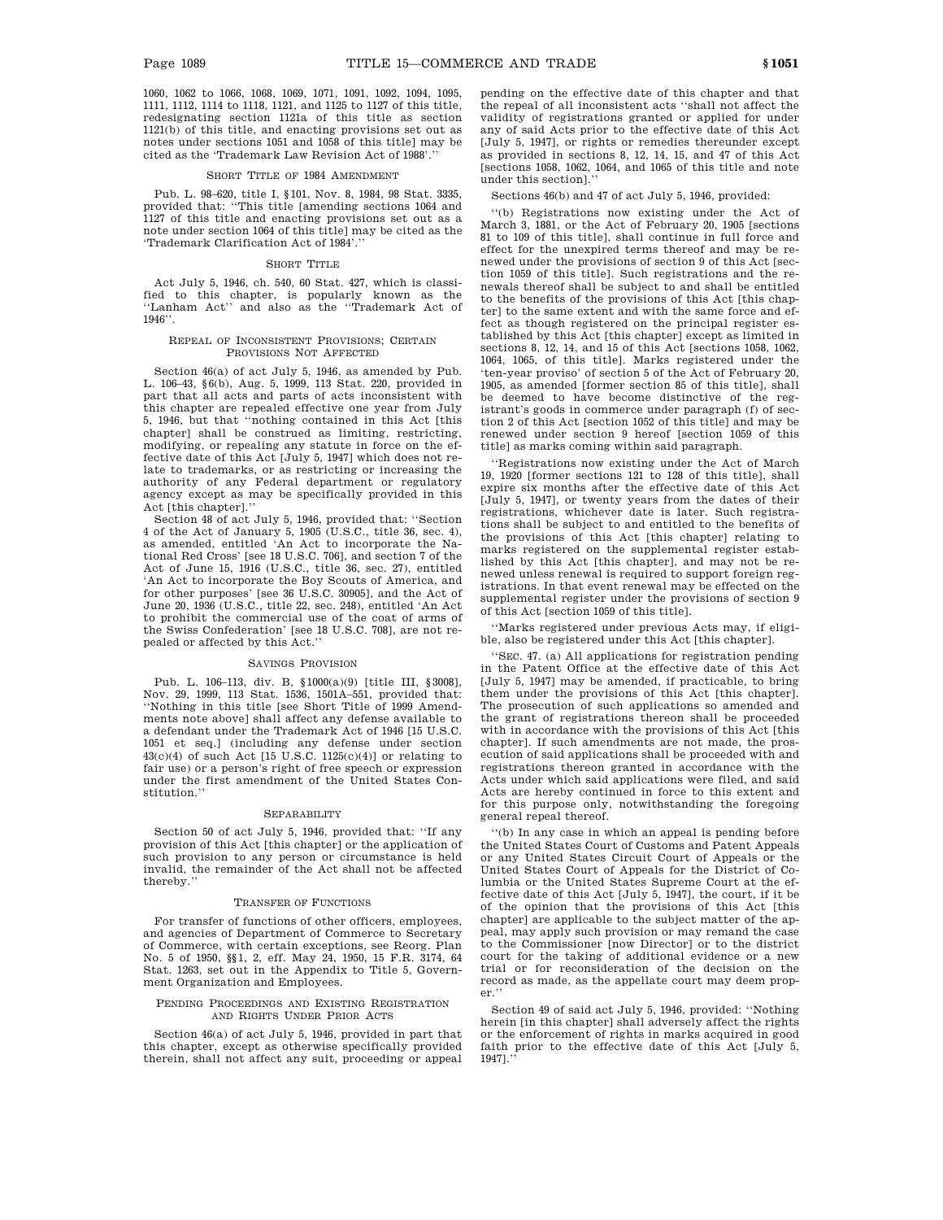1060, 1062 to 1066, 1068, 1069, 1071, 1091, 1092, 1094, 1095, 1111, 1112, 1114 to 1118, 1121, and 1125 to 1127 of this title, redesignating section 1121a of this title as section 1121(b) of this title, and enacting provisions set out as notes under sections 1051 and 1058 of this title] may be cited as the 'Trademark Law Revision Act of 1988'.''

#### Short Title of 1984 Amendment

Pub. L. 98–620, title I, §101, Nov. 8, 1984, 98 Stat. 3335, provided that: ''This title [amending sections 1064 and 1127 of this title and enacting provisions set out as a note under section 1064 of this title] may be cited as the 'Trademark Clarification Act of 1984'.''

#### Short Title

Act July 5, 1946, ch. 540, 60 Stat. 427, which is classified to this chapter, is popularly known as the ''Lanham Act'' and also as the ''Trademark Act of 1946''.

#### Repeal of Inconsistent Provisions; Certain Provisions Not Affected

Section 46(a) of act July 5, 1946, as amended by Pub. L. 106–43, §6(b), Aug. 5, 1999, 113 Stat. 220, provided in part that all acts and parts of acts inconsistent with this chapter are repealed effective one year from July 5, 1946, but that ''nothing contained in this Act [this chapter] shall be construed as limiting, restricting, modifying, or repealing any statute in force on the effective date of this Act [July 5, 1947] which does not relate to trademarks, or as restricting or increasing the authority of any Federal department or regulatory agency except as may be specifically provided in this Act [this chapter].''

Section 48 of act July 5, 1946, provided that: ''Section 4 of the Act of January 5, 1905 (U.S.C., title 36, sec. 4), as amended, entitled 'An Act to incorporate the National Red Cross' [see 18 U.S.C. 706], and section 7 of the Act of June 15, 1916 (U.S.C., title 36, sec. 27), entitled 'An Act to incorporate the Boy Scouts of America, and for other purposes' [see 36 U.S.C. 30905], and the Act of June 20, 1936 (U.S.C., title 22, sec. 248), entitled 'An Act to prohibit the commercial use of the coat of arms of the Swiss Confederation' [see 18 U.S.C. 708], are not repealed or affected by this Act.''

#### Savings Provision

Pub. L. 106–113, div. B, §1000(a)(9) [title III, §3008], Nov. 29, 1999, 113 Stat. 1536, 1501A–551, provided that: ''Nothing in this title [see Short Title of 1999 Amendments note above] shall affect any defense available to a defendant under the Trademark Act of 1946 [15 U.S.C. 1051 et seq.] (including any defense under section 43(c)(4) of such Act [15 U.S.C. 1125(c)(4)] or relating to fair use) or a person's right of free speech or expression under the first amendment of the United States Constitution.''

#### Separability

Section 50 of act July 5, 1946, provided that: ''If any provision of this Act [this chapter] or the application of such provision to any person or circumstance is held invalid, the remainder of the Act shall not be affected thereby.''

#### Transfer of Functions

For transfer of functions of other officers, employees, and agencies of Department of Commerce to Secretary of Commerce, with certain exceptions, see Reorg. Plan No. 5 of 1950, §§1, 2, eff. May 24, 1950, 15 F.R. 3174, 64 Stat. 1263, set out in the Appendix to Title 5, Government Organization and Employees.

#### Pending Proceedings and Existing Registration and Rights Under Prior Acts

Section 46(a) of act July 5, 1946, provided in part that this chapter, except as otherwise specifically provided therein, shall not affect any suit, proceeding or appeal pending on the effective date of this chapter and that the repeal of all inconsistent acts ''shall not affect the validity of registrations granted or applied for under any of said Acts prior to the effective date of this Act [July 5, 1947], or rights or remedies thereunder except as provided in sections 8, 12, 14, 15, and 47 of this Act [sections 1058, 1062, 1064, and 1065 of this title and note under this section].''

Sections 46(b) and 47 of act July 5, 1946, provided:

''(b) Registrations now existing under the Act of March 3, 1881, or the Act of February 20, 1905 [sections 81 to 109 of this title], shall continue in full force and effect for the unexpired terms thereof and may be renewed under the provisions of section 9 of this Act [section 1059 of this title]. Such registrations and the renewals thereof shall be subject to and shall be entitled to the benefits of the provisions of this Act [this chapter] to the same extent and with the same force and effect as though registered on the principal register established by this Act [this chapter] except as limited in sections 8, 12, 14, and 15 of this Act [sections 1058, 1062, 1064, 1065, of this title]. Marks registered under the 'ten-year proviso' of section 5 of the Act of February 20, 1905, as amended [former section 85 of this title], shall be deemed to have become distinctive of the registrant's goods in commerce under paragraph (f) of section 2 of this Act [section 1052 of this title] and may be renewed under section 9 hereof [section 1059 of this title] as marks coming within said paragraph.

''Registrations now existing under the Act of March 19, 1920 [former sections 121 to 128 of this title], shall expire six months after the effective date of this Act [July 5, 1947], or twenty years from the dates of their registrations, whichever date is later. Such registrations shall be subject to and entitled to the benefits of the provisions of this Act [this chapter] relating to marks registered on the supplemental register established by this Act [this chapter], and may not be renewed unless renewal is required to support foreign registrations. In that event renewal may be effected on the supplemental register under the provisions of section 9 of this Act [section 1059 of this title].

''Marks registered under previous Acts may, if eligible, also be registered under this Act [this chapter].

''Sec. 47. (a) All applications for registration pending in the Patent Office at the effective date of this Act [July 5, 1947] may be amended, if practicable, to bring them under the provisions of this Act [this chapter]. The prosecution of such applications so amended and the grant of registrations thereon shall be proceeded with in accordance with the provisions of this Act [this chapter]. If such amendments are not made, the prosecution of said applications shall be proceeded with and registrations thereon granted in accordance with the Acts under which said applications were filed, and said Acts are hereby continued in force to this extent and for this purpose only, notwithstanding the foregoing general repeal thereof.

''(b) In any case in which an appeal is pending before the United States Court of Customs and Patent Appeals or any United States Circuit Court of Appeals or the United States Court of Appeals for the District of Columbia or the United States Supreme Court at the effective date of this Act [July 5, 1947], the court, if it be of the opinion that the provisions of this Act [this chapter] are applicable to the subject matter of the appeal, may apply such provision or may remand the case to the Commissioner [now Director] or to the district court for the taking of additional evidence or a new trial or for reconsideration of the decision on the record as made, as the appellate court may deem proper.''

Section 49 of said act July 5, 1946, provided: ''Nothing herein [in this chapter] shall adversely affect the rights or the enforcement of rights in marks acquired in good faith prior to the effective date of this Act [July 5, 1947].''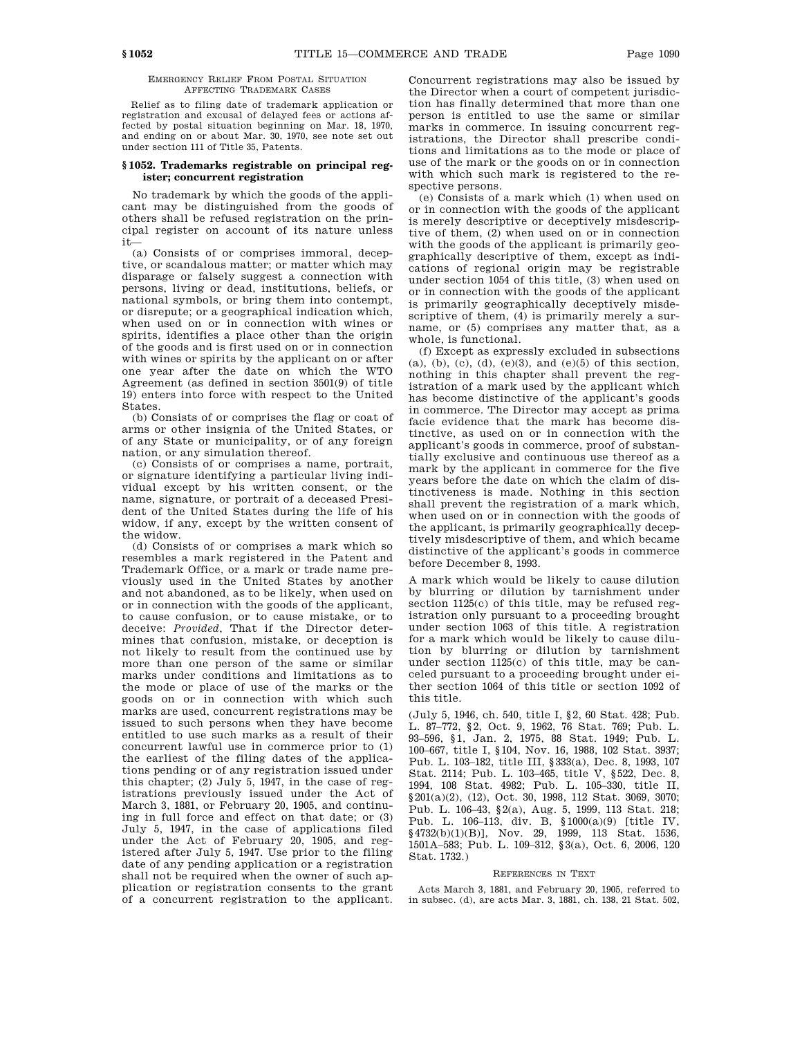EMERGENCY RELIEF FROM POSTAL SITUATION AFFECTING TRADEMARK CASES

Relief as to filing date of trademark application or registration and excusal of delayed fees or actions affected by postal situation beginning on Mar. 18, 1970, and ending on or about Mar. 30, 1970, see note set out under section 111 of Title 35, Patents.

### § 1052. Trademarks registrable on principal register; concurrent registration

No trademark by which the goods of the applicant may be distinguished from the goods of others shall be refused registration on the principal register on account of its nature unless it—

(a) Consists of or comprises immoral, deceptive, or scandalous matter; or matter which may disparage or falsely suggest a connection with persons, living or dead, institutions, beliefs, or national symbols, or bring them into contempt, or disrepute; or a geographical indication which, when used on or in connection with wines or spirits, identifies a place other than the origin of the goods and is first used on or in connection with wines or spirits by the applicant on or after one year after the date on which the WTO Agreement (as defined in section 3501(9) of title 19) enters into force with respect to the United States.

(b) Consists of or comprises the flag or coat of arms or other insignia of the United States, or of any State or municipality, or of any foreign nation, or any simulation thereof.

(c) Consists of or comprises a name, portrait, or signature identifying a particular living individual except by his written consent, or the name, signature, or portrait of a deceased President of the United States during the life of his widow, if any, except by the written consent of the widow.

(d) Consists of or comprises a mark which so resembles a mark registered in the Patent and Trademark Office, or a mark or trade name previously used in the United States by another and not abandoned, as to be likely, when used on or in connection with the goods of the applicant, to cause confusion, or to cause mistake, or to deceive: *Provided*, That if the Director determines that confusion, mistake, or deception is not likely to result from the continued use by more than one person of the same or similar marks under conditions and limitations as to the mode or place of use of the marks or the goods on or in connection with which such marks are used, concurrent registrations may be issued to such persons when they have become entitled to use such marks as a result of their concurrent lawful use in commerce prior to (1) the earliest of the filing dates of the applications pending or of any registration issued under this chapter; (2) July 5, 1947, in the case of registrations previously issued under the Act of March 3, 1881, or February 20, 1905, and continuing in full force and effect on that date; or (3) July 5, 1947, in the case of applications filed under the Act of February 20, 1905, and registered after July 5, 1947. Use prior to the filing date of any pending application or a registration shall not be required when the owner of such application or registration consents to the grant of a concurrent registration to the applicant. Concurrent registrations may also be issued by the Director when a court of competent jurisdiction has finally determined that more than one person is entitled to use the same or similar marks in commerce. In issuing concurrent registrations, the Director shall prescribe conditions and limitations as to the mode or place of use of the mark or the goods on or in connection with which such mark is registered to the respective persons.

(e) Consists of a mark which (1) when used on or in connection with the goods of the applicant is merely descriptive or deceptively misdescriptive of them, (2) when used on or in connection with the goods of the applicant is primarily geographically descriptive of them, except as indications of regional origin may be registrable under section 1054 of this title, (3) when used on or in connection with the goods of the applicant is primarily geographically deceptively misdescriptive of them, (4) is primarily merely a surname, or (5) comprises any matter that, as a whole, is functional.

(f) Except as expressly excluded in subsections (a), (b), (c), (d), (e)(3), and (e)(5) of this section, nothing in this chapter shall prevent the registration of a mark used by the applicant which has become distinctive of the applicant's goods in commerce. The Director may accept as prima facie evidence that the mark has become distinctive, as used on or in connection with the applicant's goods in commerce, proof of substantially exclusive and continuous use thereof as a mark by the applicant in commerce for the five years before the date on which the claim of distinctiveness is made. Nothing in this section shall prevent the registration of a mark which, when used on or in connection with the goods of the applicant, is primarily geographically deceptively misdescriptive of them, and which became distinctive of the applicant's goods in commerce before December 8, 1993.

A mark which would be likely to cause dilution by blurring or dilution by tarnishment under section 1125(c) of this title, may be refused registration only pursuant to a proceeding brought under section 1063 of this title. A registration for a mark which would be likely to cause dilution by blurring or dilution by tarnishment under section 1125(c) of this title, may be canceled pursuant to a proceeding brought under either section 1064 of this title or section 1092 of this title.

(July 5, 1946, ch. 540, title I, §2, 60 Stat. 428; Pub. L. 87–772, §2, Oct. 9, 1962, 76 Stat. 769; Pub. L. 93–596, §1, Jan. 2, 1975, 88 Stat. 1949; Pub. L. 100–667, title I, §104, Nov. 16, 1988, 102 Stat. 3937; Pub. L. 103–182, title III, §333(a), Dec. 8, 1993, 107 Stat. 2114; Pub. L. 103–465, title V, §522, Dec. 8, 1994, 108 Stat. 4982; Pub. L. 105–330, title II, §201(a)(2), (12), Oct. 30, 1998, 112 Stat. 3069, 3070; Pub. L. 106–43, §2(a), Aug. 5, 1999, 113 Stat. 218; Pub. L. 106–113, div. B, §1000(a)(9) [title IV, §4732(b)(1)(B)], Nov. 29, 1999, 113 Stat. 1536, 1501A–583; Pub. L. 109–312, §3(a), Oct. 6, 2006, 120 Stat. 1732.)

REFERENCES IN TEXT

Acts March 3, 1881, and February 20, 1905, referred to in subsec. (d), are acts Mar. 3, 1881, ch. 138, 21 Stat. 502,